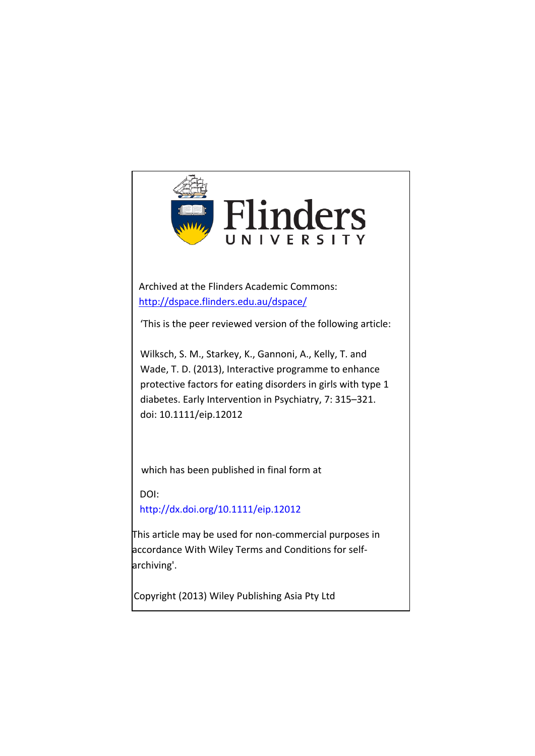Flinders UNIVERSITY

Archived at the Flinders Academic Commons:
http://dspace.flinders.edu.au/dspace/

'This is the peer reviewed version of the following article:

Wilksch, S. M., Starkey, K., Gannoni, A., Kelly, T. and Wade, T. D. (2013), Interactive programme to enhance protective factors for eating disorders in girls with type 1 diabetes. Early Intervention in Psychiatry, 7: 315–321. doi: 10.1111/eip.12012

which has been published in final form at

DOI:
http://dx.doi.org/10.1111/eip.12012

This article may be used for non-commercial purposes in accordance With Wiley Terms and Conditions for self-archiving'.

Copyright (2013) Wiley Publishing Asia Pty Ltd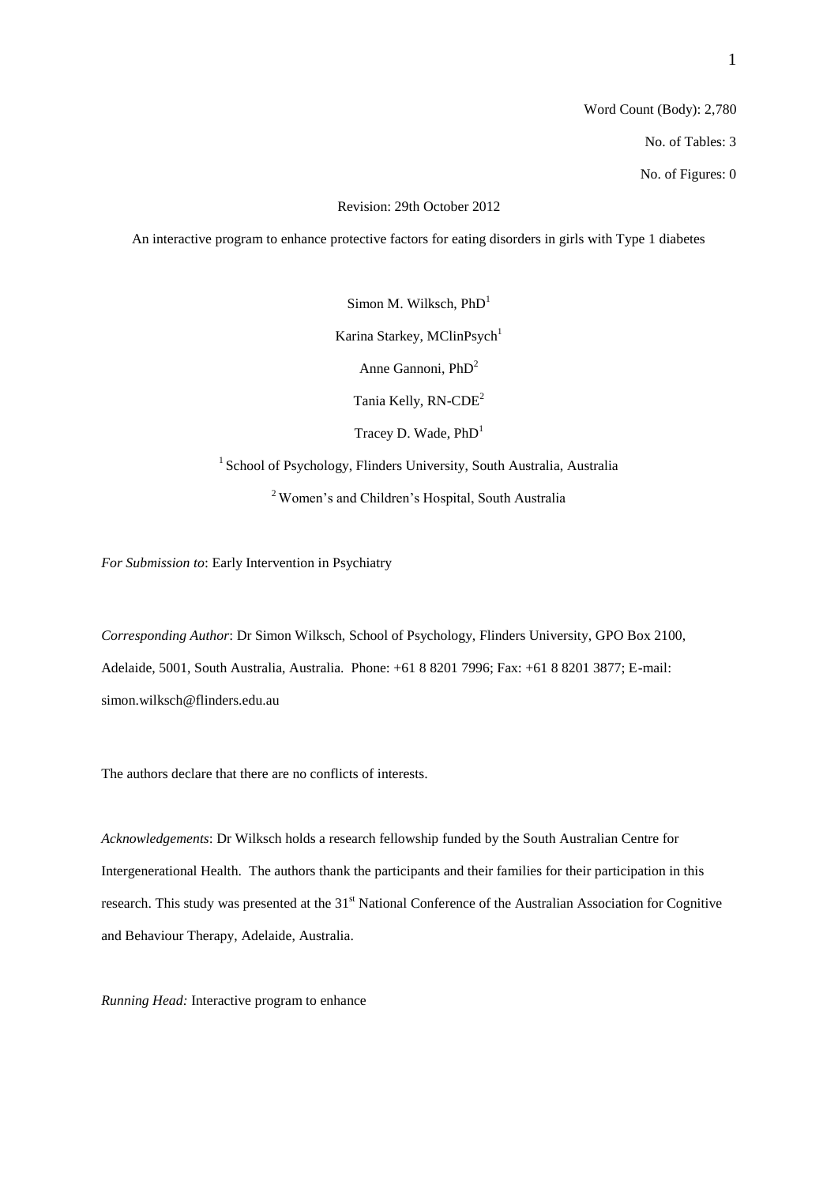Word Count (Body): 2,780

No. of Tables: 3

No. of Figures: 0

Revision: 29th October 2012

# An interactive program to enhance protective factors for eating disorders in girls with Type 1 diabetes

Simon M. Wilksch, PhD[1]

Karina Starkey, MClinPsych[1]

Anne Gannoni, PhD[2]

Tania Kelly, RN-CDE[2]

Tracey D. Wade, PhD[1]

[1] School of Psychology, Flinders University, South Australia, Australia

[2] Women's and Children's Hospital, South Australia

*For Submission to*: Early Intervention in Psychiatry

*Corresponding Author*: Dr Simon Wilksch, School of Psychology, Flinders University, GPO Box 2100, Adelaide, 5001, South Australia, Australia. Phone: +61 8 8201 7996; Fax: +61 8 8201 3877; E-mail: simon.wilksch@flinders.edu.au

The authors declare that there are no conflicts of interests.

*Acknowledgements*: Dr Wilksch holds a research fellowship funded by the South Australian Centre for Intergenerational Health. The authors thank the participants and their families for their participation in this research. This study was presented at the 31st National Conference of the Australian Association for Cognitive and Behaviour Therapy, Adelaide, Australia.

*Running Head:* Interactive program to enhance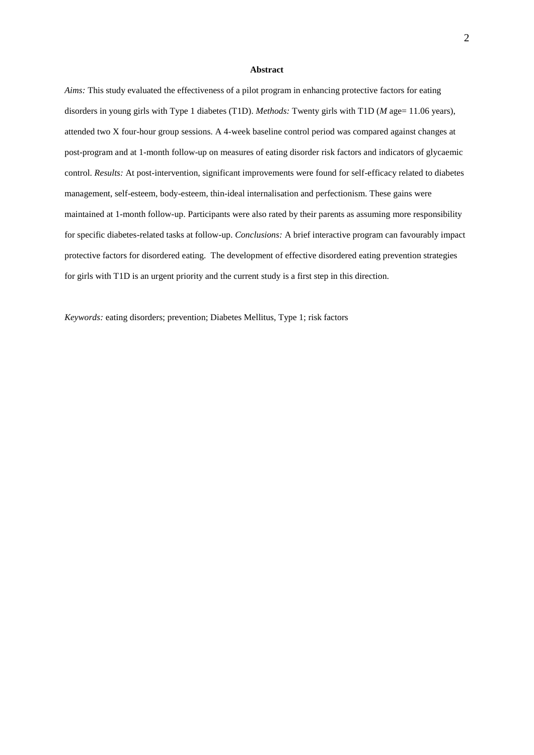**Abstract**

*Aims:* This study evaluated the effectiveness of a pilot program in enhancing protective factors for eating disorders in young girls with Type 1 diabetes (T1D). *Methods:* Twenty girls with T1D (*M* age= 11.06 years), attended two X four-hour group sessions. A 4-week baseline control period was compared against changes at post-program and at 1-month follow-up on measures of eating disorder risk factors and indicators of glycaemic control. *Results:* At post-intervention, significant improvements were found for self-efficacy related to diabetes management, self-esteem, body-esteem, thin-ideal internalisation and perfectionism. These gains were maintained at 1-month follow-up. Participants were also rated by their parents as assuming more responsibility for specific diabetes-related tasks at follow-up. *Conclusions:* A brief interactive program can favourably impact protective factors for disordered eating. The development of effective disordered eating prevention strategies for girls with T1D is an urgent priority and the current study is a first step in this direction.

*Keywords:* eating disorders; prevention; Diabetes Mellitus, Type 1; risk factors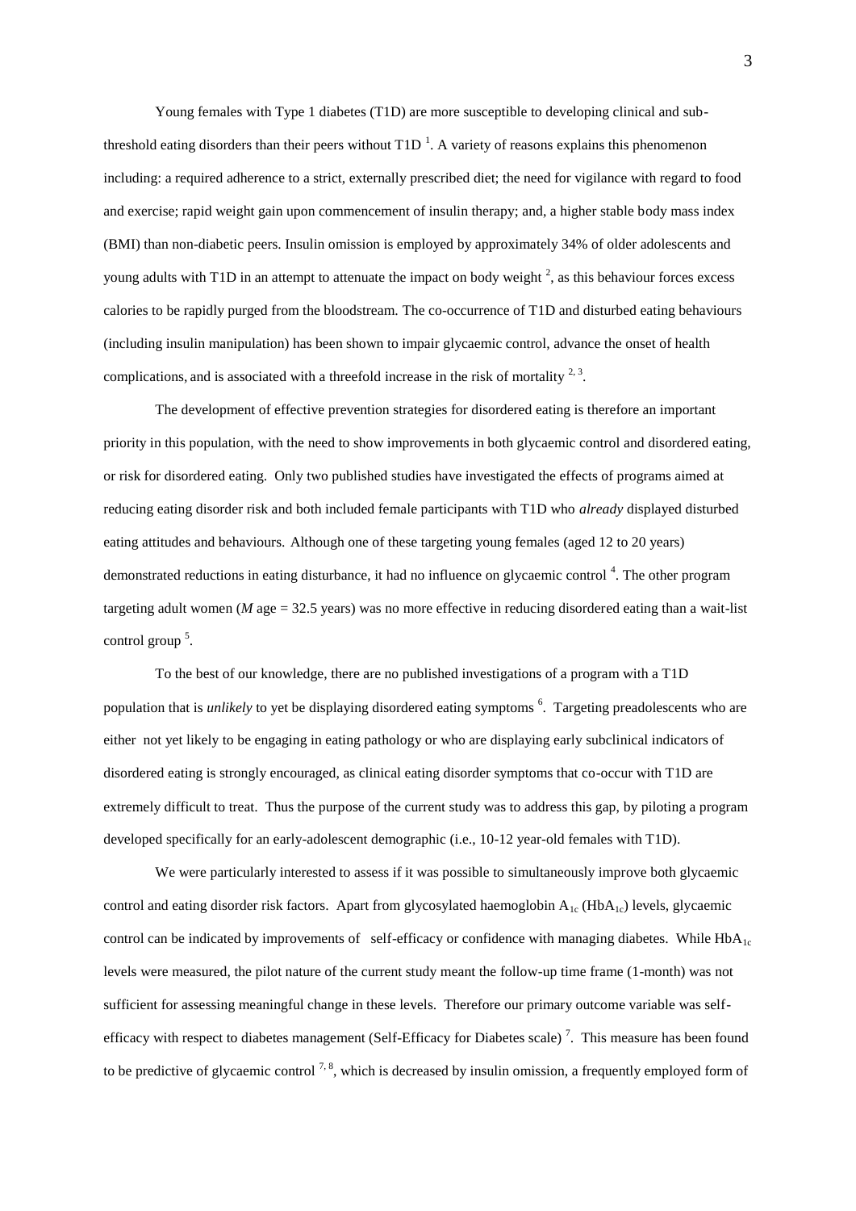Young females with Type 1 diabetes (T1D) are more susceptible to developing clinical and sub-threshold eating disorders than their peers without T1D [1]. A variety of reasons explains this phenomenon including: a required adherence to a strict, externally prescribed diet; the need for vigilance with regard to food and exercise; rapid weight gain upon commencement of insulin therapy; and, a higher stable body mass index (BMI) than non-diabetic peers. Insulin omission is employed by approximately 34% of older adolescents and young adults with T1D in an attempt to attenuate the impact on body weight [2], as this behaviour forces excess calories to be rapidly purged from the bloodstream. The co-occurrence of T1D and disturbed eating behaviours (including insulin manipulation) has been shown to impair glycaemic control, advance the onset of health complications, and is associated with a threefold increase in the risk of mortality [2, 3].

The development of effective prevention strategies for disordered eating is therefore an important priority in this population, with the need to show improvements in both glycaemic control and disordered eating, or risk for disordered eating. Only two published studies have investigated the effects of programs aimed at reducing eating disorder risk and both included female participants with T1D who *already* displayed disturbed eating attitudes and behaviours. Although one of these targeting young females (aged 12 to 20 years) demonstrated reductions in eating disturbance, it had no influence on glycaemic control [4]. The other program targeting adult women (*M* age = 32.5 years) was no more effective in reducing disordered eating than a wait-list control group [5].

To the best of our knowledge, there are no published investigations of a program with a T1D population that is *unlikely* to yet be displaying disordered eating symptoms [6]. Targeting preadolescents who are either not yet likely to be engaging in eating pathology or who are displaying early subclinical indicators of disordered eating is strongly encouraged, as clinical eating disorder symptoms that co-occur with T1D are extremely difficult to treat. Thus the purpose of the current study was to address this gap, by piloting a program developed specifically for an early-adolescent demographic (i.e., 10-12 year-old females with T1D).

We were particularly interested to assess if it was possible to simultaneously improve both glycaemic control and eating disorder risk factors. Apart from glycosylated haemoglobin $A_{1c}$ ($HbA_{1c}$) levels, glycaemic control can be indicated by improvements of self-efficacy or confidence with managing diabetes. While $HbA_{1c}$ levels were measured, the pilot nature of the current study meant the follow-up time frame (1-month) was not sufficient for assessing meaningful change in these levels. Therefore our primary outcome variable was self-efficacy with respect to diabetes management (Self-Efficacy for Diabetes scale) [7]. This measure has been found to be predictive of glycaemic control [7, 8], which is decreased by insulin omission, a frequently employed form of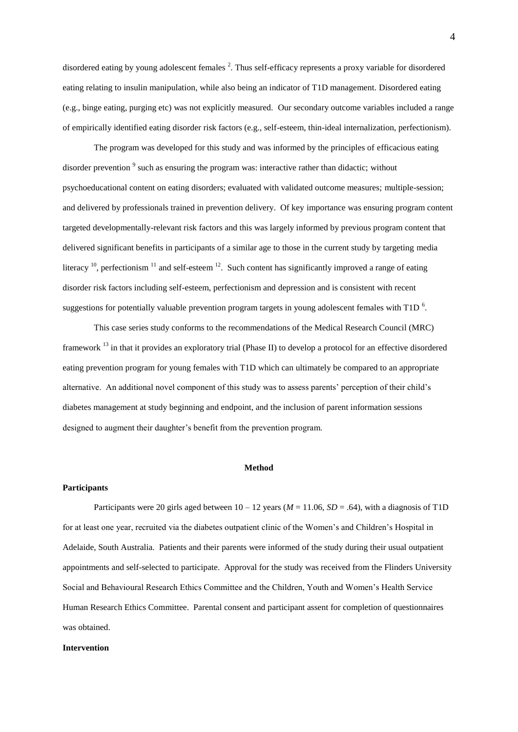disordered eating by young adolescent females [2]. Thus self-efficacy represents a proxy variable for disordered eating relating to insulin manipulation, while also being an indicator of T1D management. Disordered eating (e.g., binge eating, purging etc) was not explicitly measured. Our secondary outcome variables included a range of empirically identified eating disorder risk factors (e.g., self-esteem, thin-ideal internalization, perfectionism).

The program was developed for this study and was informed by the principles of efficacious eating disorder prevention [9] such as ensuring the program was: interactive rather than didactic; without psychoeducational content on eating disorders; evaluated with validated outcome measures; multiple-session; and delivered by professionals trained in prevention delivery. Of key importance was ensuring program content targeted developmentally-relevant risk factors and this was largely informed by previous program content that delivered significant benefits in participants of a similar age to those in the current study by targeting media literacy [10], perfectionism [11] and self-esteem [12]. Such content has significantly improved a range of eating disorder risk factors including self-esteem, perfectionism and depression and is consistent with recent suggestions for potentially valuable prevention program targets in young adolescent females with T1D [6].

This case series study conforms to the recommendations of the Medical Research Council (MRC) framework [13] in that it provides an exploratory trial (Phase II) to develop a protocol for an effective disordered eating prevention program for young females with T1D which can ultimately be compared to an appropriate alternative. An additional novel component of this study was to assess parents' perception of their child's diabetes management at study beginning and endpoint, and the inclusion of parent information sessions designed to augment their daughter's benefit from the prevention program.

## Method

### Participants

Participants were 20 girls aged between 10 – 12 years ($M$ = 11.06, $SD$ = .64), with a diagnosis of T1D for at least one year, recruited via the diabetes outpatient clinic of the Women's and Children's Hospital in Adelaide, South Australia. Patients and their parents were informed of the study during their usual outpatient appointments and self-selected to participate. Approval for the study was received from the Flinders University Social and Behavioural Research Ethics Committee and the Children, Youth and Women's Health Service Human Research Ethics Committee. Parental consent and participant assent for completion of questionnaires was obtained.

### Intervention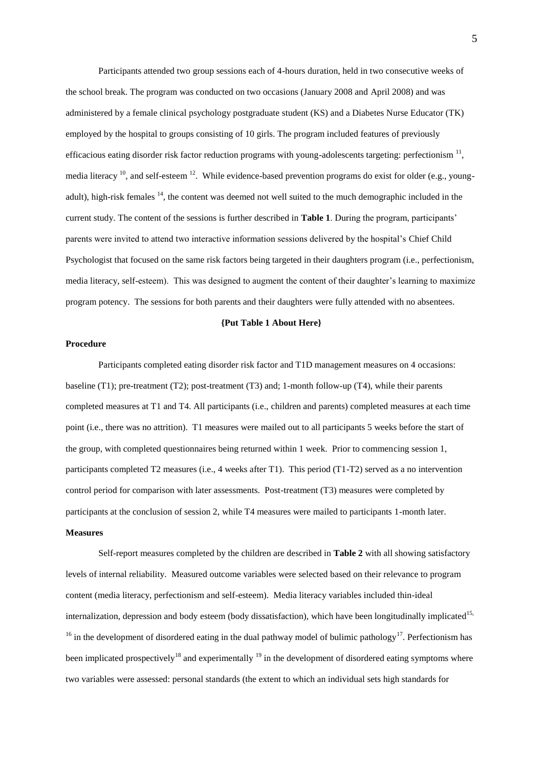Participants attended two group sessions each of 4-hours duration, held in two consecutive weeks of the school break. The program was conducted on two occasions (January 2008 and April 2008) and was administered by a female clinical psychology postgraduate student (KS) and a Diabetes Nurse Educator (TK) employed by the hospital to groups consisting of 10 girls. The program included features of previously efficacious eating disorder risk factor reduction programs with young-adolescents targeting: perfectionism [11], media literacy [10], and self-esteem [12]. While evidence-based prevention programs do exist for older (e.g., young-adult), high-risk females [14], the content was deemed not well suited to the much demographic included in the current study. The content of the sessions is further described in **Table 1**. During the program, participants' parents were invited to attend two interactive information sessions delivered by the hospital's Chief Child Psychologist that focused on the same risk factors being targeted in their daughters program (i.e., perfectionism, media literacy, self-esteem). This was designed to augment the content of their daughter's learning to maximize program potency. The sessions for both parents and their daughters were fully attended with no absentees.

**{Put Table 1 About Here}**

**Procedure**

Participants completed eating disorder risk factor and T1D management measures on 4 occasions: baseline (T1); pre-treatment (T2); post-treatment (T3) and; 1-month follow-up (T4), while their parents completed measures at T1 and T4. All participants (i.e., children and parents) completed measures at each time point (i.e., there was no attrition). T1 measures were mailed out to all participants 5 weeks before the start of the group, with completed questionnaires being returned within 1 week. Prior to commencing session 1, participants completed T2 measures (i.e., 4 weeks after T1). This period (T1-T2) served as a no intervention control period for comparison with later assessments. Post-treatment (T3) measures were completed by participants at the conclusion of session 2, while T4 measures were mailed to participants 1-month later.

**Measures**

Self-report measures completed by the children are described in **Table 2** with all showing satisfactory levels of internal reliability. Measured outcome variables were selected based on their relevance to program content (media literacy, perfectionism and self-esteem). Media literacy variables included thin-ideal internalization, depression and body esteem (body dissatisfaction), which have been longitudinally implicated[15, 16] in the development of disordered eating in the dual pathway model of bulimic pathology[17]. Perfectionism has been implicated prospectively[18] and experimentally [19] in the development of disordered eating symptoms where two variables were assessed: personal standards (the extent to which an individual sets high standards for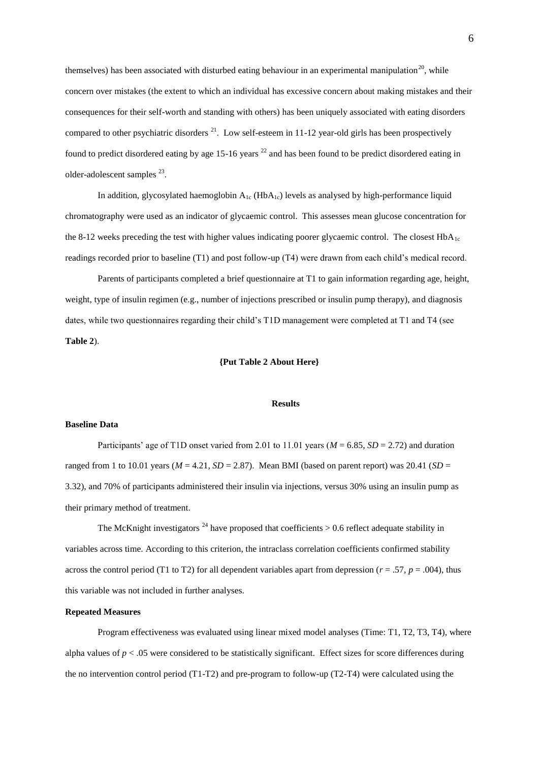themselves) has been associated with disturbed eating behaviour in an experimental manipulation[20], while concern over mistakes (the extent to which an individual has excessive concern about making mistakes and their consequences for their self-worth and standing with others) has been uniquely associated with eating disorders compared to other psychiatric disorders [21]. Low self-esteem in 11-12 year-old girls has been prospectively found to predict disordered eating by age 15-16 years [22] and has been found to be predict disordered eating in older-adolescent samples [23].

In addition, glycosylated haemoglobin $A_{1c}$ ($HbA_{1c}$) levels as analysed by high-performance liquid chromatography were used as an indicator of glycaemic control. This assesses mean glucose concentration for the 8-12 weeks preceding the test with higher values indicating poorer glycaemic control. The closest $HbA_{1c}$ readings recorded prior to baseline (T1) and post follow-up (T4) were drawn from each child's medical record.

Parents of participants completed a brief questionnaire at T1 to gain information regarding age, height, weight, type of insulin regimen (e.g., number of injections prescribed or insulin pump therapy), and diagnosis dates, while two questionnaires regarding their child's T1D management were completed at T1 and T4 (see **Table 2**).

**{Put Table 2 About Here}**

## Results

### Baseline Data

Participants' age of T1D onset varied from 2.01 to 11.01 years ($M$ = 6.85, $SD$ = 2.72) and duration ranged from 1 to 10.01 years ($M$ = 4.21, $SD$ = 2.87). Mean BMI (based on parent report) was 20.41 ($SD$ = 3.32), and 70% of participants administered their insulin via injections, versus 30% using an insulin pump as their primary method of treatment.

The McKnight investigators [24] have proposed that coefficients > 0.6 reflect adequate stability in variables across time. According to this criterion, the intraclass correlation coefficients confirmed stability across the control period (T1 to T2) for all dependent variables apart from depression ($r$ = .57, $p$ = .004), thus this variable was not included in further analyses.

### Repeated Measures

Program effectiveness was evaluated using linear mixed model analyses (Time: T1, T2, T3, T4), where alpha values of $p < .05$ were considered to be statistically significant. Effect sizes for score differences during the no intervention control period (T1-T2) and pre-program to follow-up (T2-T4) were calculated using the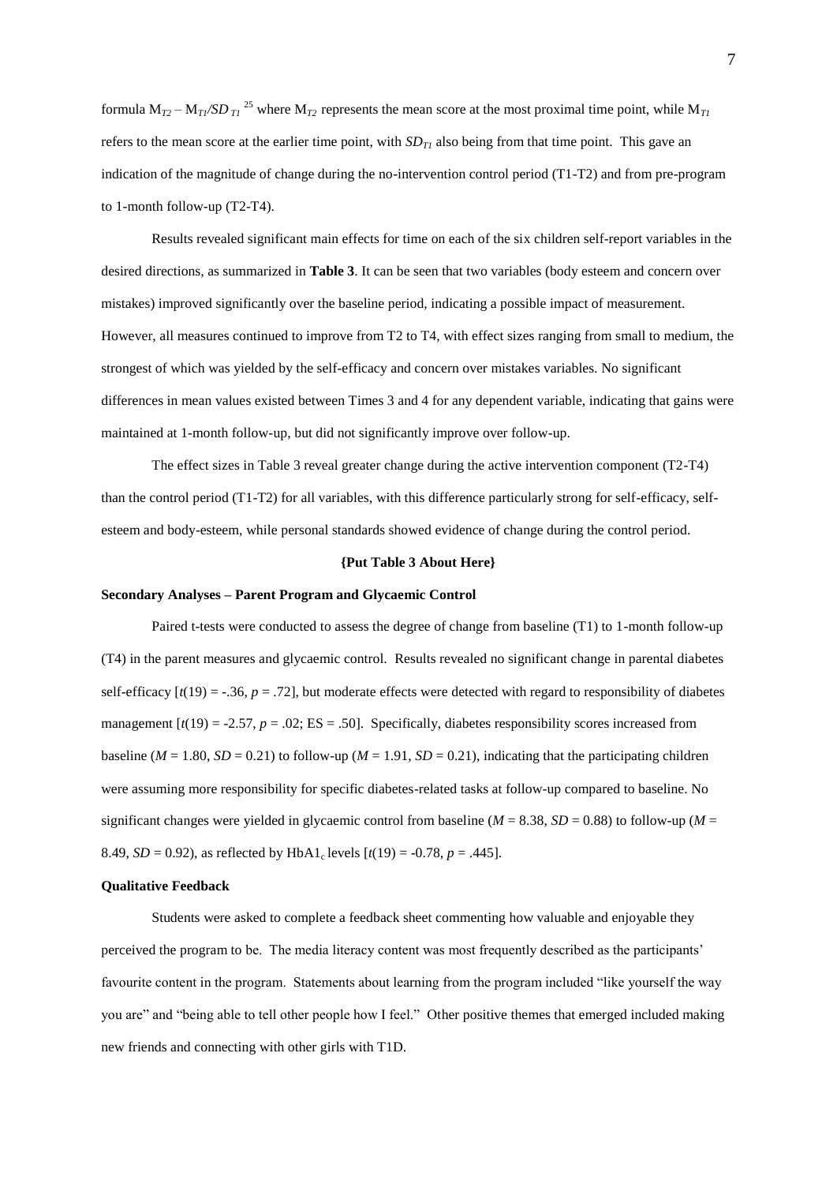formula $M_{T2} – M_{T1}/SD_{T1}$ [25] where $M_{T2}$ represents the mean score at the most proximal time point, while $M_{T1}$ refers to the mean score at the earlier time point, with $SD_{T1}$ also being from that time point. This gave an indication of the magnitude of change during the no-intervention control period (T1-T2) and from pre-program to 1-month follow-up (T2-T4).

Results revealed significant main effects for time on each of the six children self-report variables in the desired directions, as summarized in **Table 3**. It can be seen that two variables (body esteem and concern over mistakes) improved significantly over the baseline period, indicating a possible impact of measurement. However, all measures continued to improve from T2 to T4, with effect sizes ranging from small to medium, the strongest of which was yielded by the self-efficacy and concern over mistakes variables. No significant differences in mean values existed between Times 3 and 4 for any dependent variable, indicating that gains were maintained at 1-month follow-up, but did not significantly improve over follow-up.

The effect sizes in Table 3 reveal greater change during the active intervention component (T2-T4) than the control period (T1-T2) for all variables, with this difference particularly strong for self-efficacy, self-esteem and body-esteem, while personal standards showed evidence of change during the control period.

**{Put Table 3 About Here}**

**Secondary Analyses – Parent Program and Glycaemic Control**

Paired t-tests were conducted to assess the degree of change from baseline (T1) to 1-month follow-up (T4) in the parent measures and glycaemic control. Results revealed no significant change in parental diabetes self-efficacy [$t(19) = -.36$, $p = .72$], but moderate effects were detected with regard to responsibility of diabetes management [$t(19) = -2.57$, $p = .02$; ES = .50]. Specifically, diabetes responsibility scores increased from baseline ($M = 1.80$, $SD = 0.21$) to follow-up ($M = 1.91$, $SD = 0.21$), indicating that the participating children were assuming more responsibility for specific diabetes-related tasks at follow-up compared to baseline. No significant changes were yielded in glycaemic control from baseline ($M = 8.38$, $SD = 0.88$) to follow-up ($M = 8.49$, $SD = 0.92$), as reflected by $HbA1_c$ levels [$t(19) = -0.78$, $p = .445$].

**Qualitative Feedback**

Students were asked to complete a feedback sheet commenting how valuable and enjoyable they perceived the program to be. The media literacy content was most frequently described as the participants' favourite content in the program. Statements about learning from the program included "like yourself the way you are" and "being able to tell other people how I feel." Other positive themes that emerged included making new friends and connecting with other girls with T1D.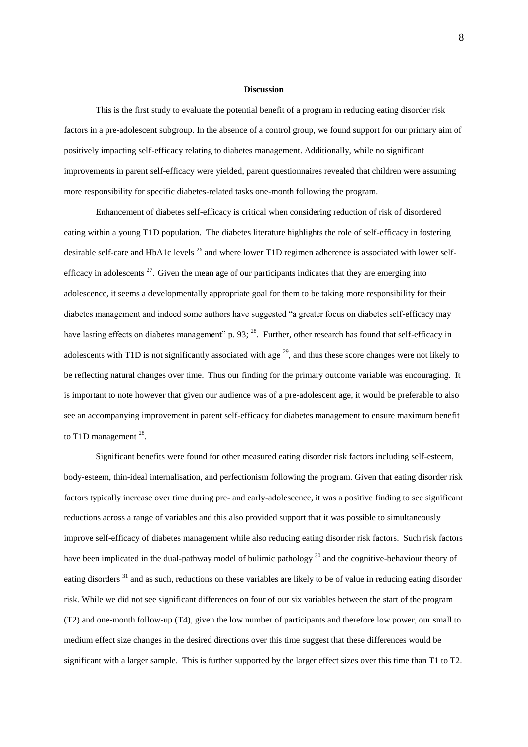## Discussion

This is the first study to evaluate the potential benefit of a program in reducing eating disorder risk factors in a pre-adolescent subgroup. In the absence of a control group, we found support for our primary aim of positively impacting self-efficacy relating to diabetes management. Additionally, while no significant improvements in parent self-efficacy were yielded, parent questionnaires revealed that children were assuming more responsibility for specific diabetes-related tasks one-month following the program.

Enhancement of diabetes self-efficacy is critical when considering reduction of risk of disordered eating within a young T1D population. The diabetes literature highlights the role of self-efficacy in fostering desirable self-care and HbA1c levels [26] and where lower T1D regimen adherence is associated with lower self-efficacy in adolescents [27]. Given the mean age of our participants indicates that they are emerging into adolescence, it seems a developmentally appropriate goal for them to be taking more responsibility for their diabetes management and indeed some authors have suggested "a greater focus on diabetes self-efficacy may have lasting effects on diabetes management" p. 93; [28]. Further, other research has found that self-efficacy in adolescents with T1D is not significantly associated with age [29], and thus these score changes were not likely to be reflecting natural changes over time. Thus our finding for the primary outcome variable was encouraging. It is important to note however that given our audience was of a pre-adolescent age, it would be preferable to also see an accompanying improvement in parent self-efficacy for diabetes management to ensure maximum benefit to T1D management [28].

Significant benefits were found for other measured eating disorder risk factors including self-esteem, body-esteem, thin-ideal internalisation, and perfectionism following the program. Given that eating disorder risk factors typically increase over time during pre- and early-adolescence, it was a positive finding to see significant reductions across a range of variables and this also provided support that it was possible to simultaneously improve self-efficacy of diabetes management while also reducing eating disorder risk factors. Such risk factors have been implicated in the dual-pathway model of bulimic pathology [30] and the cognitive-behaviour theory of eating disorders [31] and as such, reductions on these variables are likely to be of value in reducing eating disorder risk. While we did not see significant differences on four of our six variables between the start of the program (T2) and one-month follow-up (T4), given the low number of participants and therefore low power, our small to medium effect size changes in the desired directions over this time suggest that these differences would be significant with a larger sample. This is further supported by the larger effect sizes over this time than T1 to T2.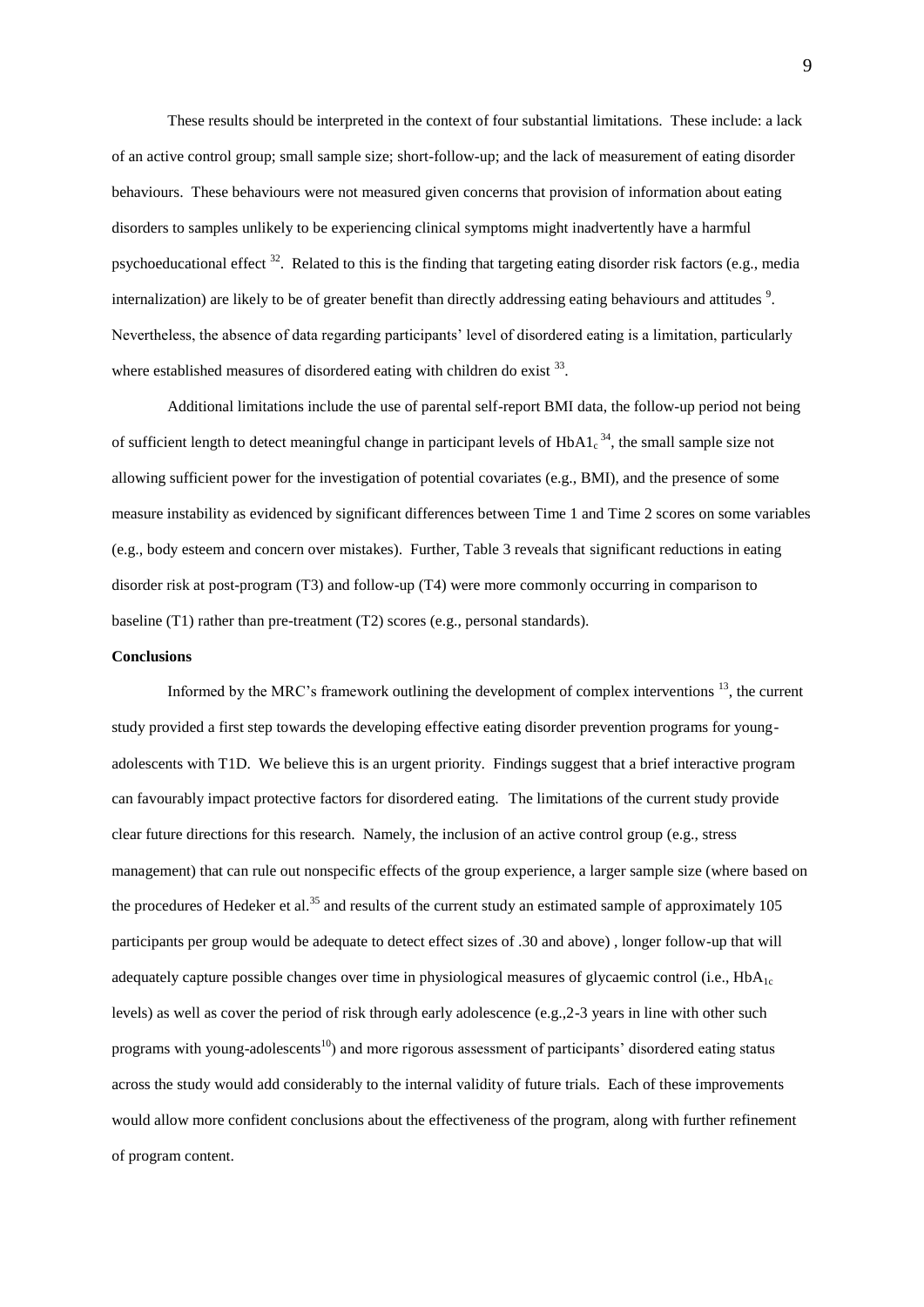These results should be interpreted in the context of four substantial limitations. These include: a lack of an active control group; small sample size; short-follow-up; and the lack of measurement of eating disorder behaviours. These behaviours were not measured given concerns that provision of information about eating disorders to samples unlikely to be experiencing clinical symptoms might inadvertently have a harmful psychoeducational effect [32]. Related to this is the finding that targeting eating disorder risk factors (e.g., media internalization) are likely to be of greater benefit than directly addressing eating behaviours and attitudes [9]. Nevertheless, the absence of data regarding participants' level of disordered eating is a limitation, particularly where established measures of disordered eating with children do exist [33].

Additional limitations include the use of parental self-report BMI data, the follow-up period not being of sufficient length to detect meaningful change in participant levels of $HbA1_c$ [34], the small sample size not allowing sufficient power for the investigation of potential covariates (e.g., BMI), and the presence of some measure instability as evidenced by significant differences between Time 1 and Time 2 scores on some variables (e.g., body esteem and concern over mistakes). Further, Table 3 reveals that significant reductions in eating disorder risk at post-program (T3) and follow-up (T4) were more commonly occurring in comparison to baseline (T1) rather than pre-treatment (T2) scores (e.g., personal standards).

**Conclusions**

Informed by the MRC's framework outlining the development of complex interventions [13], the current study provided a first step towards the developing effective eating disorder prevention programs for young-adolescents with T1D. We believe this is an urgent priority. Findings suggest that a brief interactive program can favourably impact protective factors for disordered eating. The limitations of the current study provide clear future directions for this research. Namely, the inclusion of an active control group (e.g., stress management) that can rule out nonspecific effects of the group experience, a larger sample size (where based on the procedures of Hedeker et al.[35] and results of the current study an estimated sample of approximately 105 participants per group would be adequate to detect effect sizes of .30 and above) , longer follow-up that will adequately capture possible changes over time in physiological measures of glycaemic control (i.e., $HbA_{1c}$ levels) as well as cover the period of risk through early adolescence (e.g.,2-3 years in line with other such programs with young-adolescents[10]) and more rigorous assessment of participants' disordered eating status across the study would add considerably to the internal validity of future trials. Each of these improvements would allow more confident conclusions about the effectiveness of the program, along with further refinement of program content.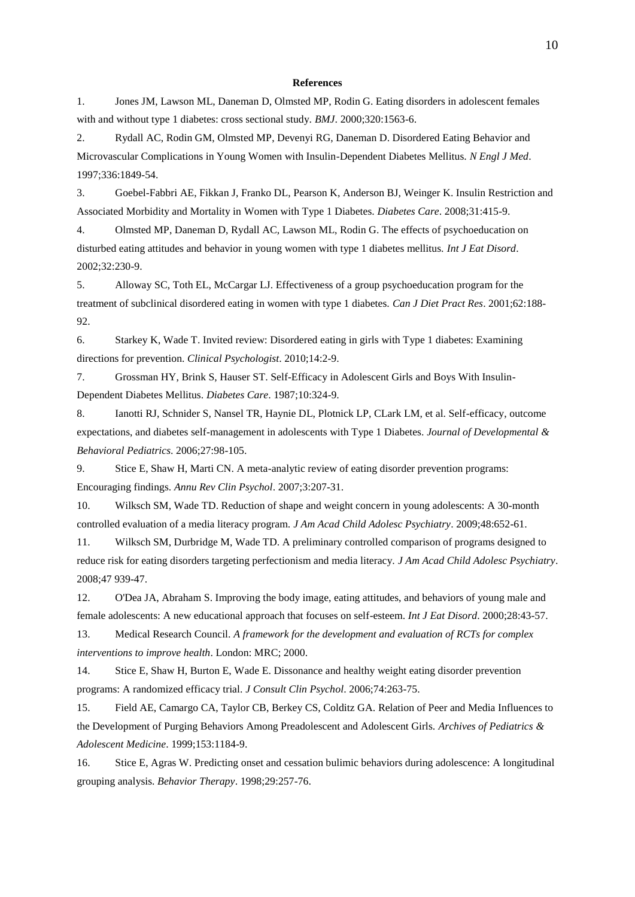**References**

1. Jones JM, Lawson ML, Daneman D, Olmsted MP, Rodin G. Eating disorders in adolescent females with and without type 1 diabetes: cross sectional study. *BMJ*. 2000;320:1563-6.

2. Rydall AC, Rodin GM, Olmsted MP, Devenyi RG, Daneman D. Disordered Eating Behavior and Microvascular Complications in Young Women with Insulin-Dependent Diabetes Mellitus. *N Engl J Med*. 1997;336:1849-54.

3. Goebel-Fabbri AE, Fikkan J, Franko DL, Pearson K, Anderson BJ, Weinger K. Insulin Restriction and Associated Morbidity and Mortality in Women with Type 1 Diabetes. *Diabetes Care*. 2008;31:415-9.

4. Olmsted MP, Daneman D, Rydall AC, Lawson ML, Rodin G. The effects of psychoeducation on disturbed eating attitudes and behavior in young women with type 1 diabetes mellitus. *Int J Eat Disord*. 2002;32:230-9.

5. Alloway SC, Toth EL, McCargar LJ. Effectiveness of a group psychoeducation program for the treatment of subclinical disordered eating in women with type 1 diabetes. *Can J Diet Pract Res*. 2001;62:188-92.

6. Starkey K, Wade T. Invited review: Disordered eating in girls with Type 1 diabetes: Examining directions for prevention. *Clinical Psychologist*. 2010;14:2-9.

7. Grossman HY, Brink S, Hauser ST. Self-Efficacy in Adolescent Girls and Boys With Insulin-Dependent Diabetes Mellitus. *Diabetes Care*. 1987;10:324-9.

8. Ianotti RJ, Schnider S, Nansel TR, Haynie DL, Plotnick LP, CLark LM, et al. Self-efficacy, outcome expectations, and diabetes self-management in adolescents with Type 1 Diabetes. *Journal of Developmental & Behavioral Pediatrics*. 2006;27:98-105.

9. Stice E, Shaw H, Marti CN. A meta-analytic review of eating disorder prevention programs: Encouraging findings. *Annu Rev Clin Psychol*. 2007;3:207-31.

10. Wilksch SM, Wade TD. Reduction of shape and weight concern in young adolescents: A 30-month controlled evaluation of a media literacy program. *J Am Acad Child Adolesc Psychiatry*. 2009;48:652-61.

11. Wilksch SM, Durbridge M, Wade TD. A preliminary controlled comparison of programs designed to reduce risk for eating disorders targeting perfectionism and media literacy. *J Am Acad Child Adolesc Psychiatry*. 2008;47 939-47.

12. O'Dea JA, Abraham S. Improving the body image, eating attitudes, and behaviors of young male and female adolescents: A new educational approach that focuses on self-esteem. *Int J Eat Disord*. 2000;28:43-57.

13. Medical Research Council. *A framework for the development and evaluation of RCTs for complex interventions to improve health*. London: MRC; 2000.

14. Stice E, Shaw H, Burton E, Wade E. Dissonance and healthy weight eating disorder prevention programs: A randomized efficacy trial. *J Consult Clin Psychol*. 2006;74:263-75.

15. Field AE, Camargo CA, Taylor CB, Berkey CS, Colditz GA. Relation of Peer and Media Influences to the Development of Purging Behaviors Among Preadolescent and Adolescent Girls. *Archives of Pediatrics & Adolescent Medicine*. 1999;153:1184-9.

16. Stice E, Agras W. Predicting onset and cessation bulimic behaviors during adolescence: A longitudinal grouping analysis. *Behavior Therapy*. 1998;29:257-76.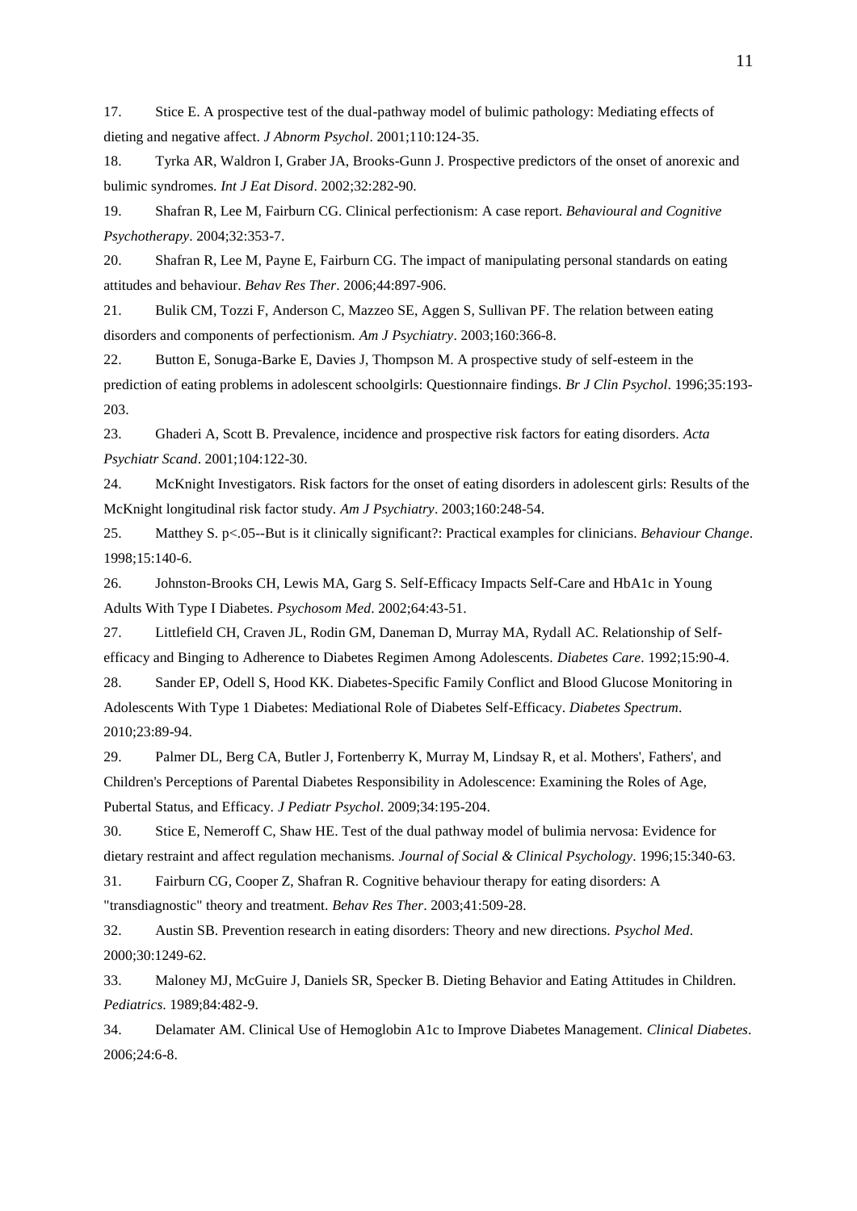17. Stice E. A prospective test of the dual-pathway model of bulimic pathology: Mediating effects of dieting and negative affect. *J Abnorm Psychol*. 2001;110:124-35.

18. Tyrka AR, Waldron I, Graber JA, Brooks-Gunn J. Prospective predictors of the onset of anorexic and bulimic syndromes. *Int J Eat Disord*. 2002;32:282-90.

19. Shafran R, Lee M, Fairburn CG. Clinical perfectionism: A case report. *Behavioural and Cognitive Psychotherapy*. 2004;32:353-7.

20. Shafran R, Lee M, Payne E, Fairburn CG. The impact of manipulating personal standards on eating attitudes and behaviour. *Behav Res Ther*. 2006;44:897-906.

21. Bulik CM, Tozzi F, Anderson C, Mazzeo SE, Aggen S, Sullivan PF. The relation between eating disorders and components of perfectionism. *Am J Psychiatry*. 2003;160:366-8.

22. Button E, Sonuga-Barke E, Davies J, Thompson M. A prospective study of self-esteem in the prediction of eating problems in adolescent schoolgirls: Questionnaire findings. *Br J Clin Psychol*. 1996;35:193-203.

23. Ghaderi A, Scott B. Prevalence, incidence and prospective risk factors for eating disorders. *Acta Psychiatr Scand*. 2001;104:122-30.

24. McKnight Investigators. Risk factors for the onset of eating disorders in adolescent girls: Results of the McKnight longitudinal risk factor study. *Am J Psychiatry*. 2003;160:248-54.

25. Matthey S. p<.05--But is it clinically significant?: Practical examples for clinicians. *Behaviour Change*. 1998;15:140-6.

26. Johnston-Brooks CH, Lewis MA, Garg S. Self-Efficacy Impacts Self-Care and HbA1c in Young Adults With Type I Diabetes. *Psychosom Med*. 2002;64:43-51.

27. Littlefield CH, Craven JL, Rodin GM, Daneman D, Murray MA, Rydall AC. Relationship of Self-efficacy and Binging to Adherence to Diabetes Regimen Among Adolescents. *Diabetes Care*. 1992;15:90-4.

28. Sander EP, Odell S, Hood KK. Diabetes-Specific Family Conflict and Blood Glucose Monitoring in Adolescents With Type 1 Diabetes: Mediational Role of Diabetes Self-Efficacy. *Diabetes Spectrum*. 2010;23:89-94.

29. Palmer DL, Berg CA, Butler J, Fortenberry K, Murray M, Lindsay R, et al. Mothers', Fathers', and Children's Perceptions of Parental Diabetes Responsibility in Adolescence: Examining the Roles of Age, Pubertal Status, and Efficacy. *J Pediatr Psychol*. 2009;34:195-204.

30. Stice E, Nemeroff C, Shaw HE. Test of the dual pathway model of bulimia nervosa: Evidence for dietary restraint and affect regulation mechanisms. *Journal of Social & Clinical Psychology*. 1996;15:340-63.

31. Fairburn CG, Cooper Z, Shafran R. Cognitive behaviour therapy for eating disorders: A "transdiagnostic" theory and treatment. *Behav Res Ther*. 2003;41:509-28.

32. Austin SB. Prevention research in eating disorders: Theory and new directions. *Psychol Med*. 2000;30:1249-62.

33. Maloney MJ, McGuire J, Daniels SR, Specker B. Dieting Behavior and Eating Attitudes in Children. *Pediatrics*. 1989;84:482-9.

34. Delamater AM. Clinical Use of Hemoglobin A1c to Improve Diabetes Management. *Clinical Diabetes*. 2006;24:6-8.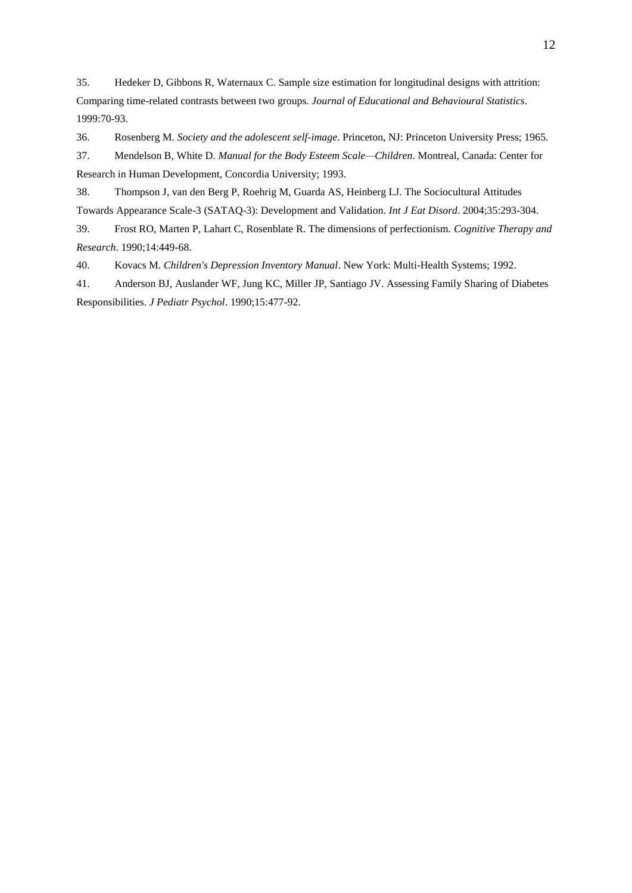35. Hedeker D, Gibbons R, Waternaux C. Sample size estimation for longitudinal designs with attrition: Comparing time-related contrasts between two groups. *Journal of Educational and Behavioural Statistics*. 1999:70-93.

36. Rosenberg M. *Society and the adolescent self-image*. Princeton, NJ: Princeton University Press; 1965.

37. Mendelson B, White D. *Manual for the Body Esteem Scale—Children*. Montreal, Canada: Center for Research in Human Development, Concordia University; 1993.

38. Thompson J, van den Berg P, Roehrig M, Guarda AS, Heinberg LJ. The Sociocultural Attitudes Towards Appearance Scale-3 (SATAQ-3): Development and Validation. *Int J Eat Disord*. 2004;35:293-304.

39. Frost RO, Marten P, Lahart C, Rosenblate R. The dimensions of perfectionism. *Cognitive Therapy and Research*. 1990;14:449-68.

40. Kovacs M. *Children's Depression Inventory Manual*. New York: Multi-Health Systems; 1992.

41. Anderson BJ, Auslander WF, Jung KC, Miller JP, Santiago JV. Assessing Family Sharing of Diabetes Responsibilities. *J Pediatr Psychol*. 1990;15:477-92.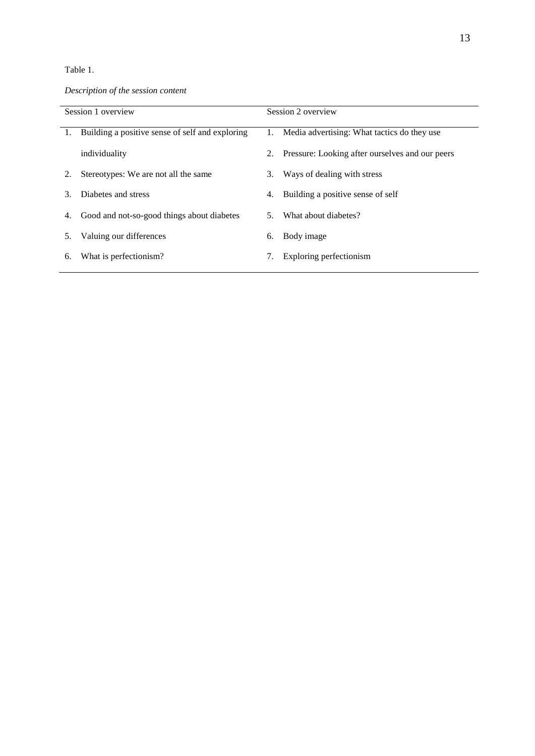Table 1.

*Description of the session content*

| Session 1 overview | Session 2 overview |
|---|---|
| 1. Building a positive sense of self and exploring individuality | 1. Media advertising: What tactics do they use |
| 2. Stereotypes: We are not all the same | 2. Pressure: Looking after ourselves and our peers |
| 3. Diabetes and stress | 3. Ways of dealing with stress |
| 4. Good and not-so-good things about diabetes | 4. Building a positive sense of self |
| 5. Valuing our differences | 5. What about diabetes? |
| 6. What is perfectionism? | 6. Body image |
| | 7. Exploring perfectionism |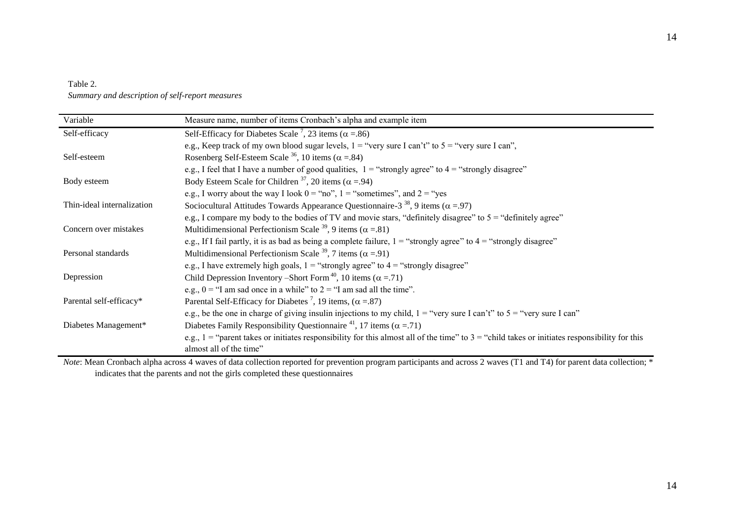Table 2.

*Summary and description of self-report measures*

| Variable | Measure name, number of items Cronbach's alpha and example item |
| --- | --- |
| Self-efficacy | Self-Efficacy for Diabetes Scale [7], 23 items ($\alpha$ =.86) |
| | e.g., Keep track of my own blood sugar levels, 1 = "very sure I can't" to 5 = "very sure I can", |
| Self-esteem | Rosenberg Self-Esteem Scale [36], 10 items ($\alpha$ =.84) |
| | e.g., I feel that I have a number of good qualities, 1 = "strongly agree" to 4 = "strongly disagree" |
| Body esteem | Body Esteem Scale for Children [37], 20 items ($\alpha$ =.94) |
| | e.g., I worry about the way I look 0 = "no", 1 = "sometimes", and 2 = "yes |
| Thin-ideal internalization | Sociocultural Attitudes Towards Appearance Questionnaire-3 [38], 9 items ($\alpha$ =.97) |
| | e.g., I compare my body to the bodies of TV and movie stars, "definitely disagree" to 5 = "definitely agree" |
| Concern over mistakes | Multidimensional Perfectionism Scale [39], 9 items ($\alpha$ =.81) |
| | e.g., If I fail partly, it is as bad as being a complete failure, 1 = "strongly agree" to 4 = "strongly disagree" |
| Personal standards | Multidimensional Perfectionism Scale [39], 7 items ($\alpha$ =.91) |
| | e.g., I have extremely high goals, 1 = "strongly agree" to 4 = "strongly disagree" |
| Depression | Child Depression Inventory –Short Form [40], 10 items ($\alpha$ =.71) |
| | e.g., 0 = "I am sad once in a while" to 2 = "I am sad all the time". |
| Parental self-efficacy* | Parental Self-Efficacy for Diabetes [7], 19 items, ($\alpha$ =.87) |
| | e.g., be the one in charge of giving insulin injections to my child, 1 = "very sure I can't" to 5 = "very sure I can" |
| Diabetes Management* | Diabetes Family Responsibility Questionnaire [41], 17 items ($\alpha$ =.71) |
| | e.g., 1 = "parent takes or initiates responsibility for this almost all of the time" to 3 = "child takes or initiates responsibility for this almost all of the time" |

*Note*: Mean Cronbach alpha across 4 waves of data collection reported for prevention program participants and across 2 waves (T1 and T4) for parent data collection; * indicates that the parents and not the girls completed these questionnaires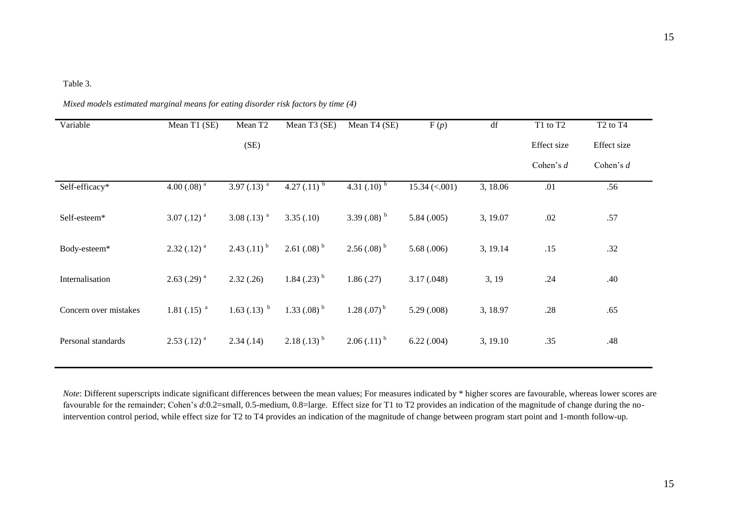Table 3.

*Mixed models estimated marginal means for eating disorder risk factors by time (4)*

| Variable | Mean T1 (SE) | Mean T2 (SE) | Mean T3 (SE) | Mean T4 (SE) | F (*p*) | df | T1 to T2 Effect size Cohen's *d* | T2 to T4 Effect size Cohen's *d* |
|---|---|---|---|---|---|---|---|---|
| Self-efficacy* | 4.00 (.08) [a] | 3.97 (.13) [a] | 4.27 (.11) [b] | 4.31 (.10) [b] | 15.34 (<.001) | 3, 18.06 | .01 | .56 |
| Self-esteem* | 3.07 (.12) [a] | 3.08 (.13) [a] | 3.35 (.10) | 3.39 (.08) [b] | 5.84 (.005) | 3, 19.07 | .02 | .57 |
| Body-esteem* | 2.32 (.12) [a] | 2.43 (.11) [b] | 2.61 (.08) [b] | 2.56 (.08) [b] | 5.68 (.006) | 3, 19.14 | .15 | .32 |
| Internalisation | 2.63 (.29) [a] | 2.32 (.26) | 1.84 (.23) [b] | 1.86 (.27) | 3.17 (.048) | 3, 19 | .24 | .40 |
| Concern over mistakes | 1.81 (.15) [a] | 1.63 (.13) [b] | 1.33 (.08) [b] | 1.28 (.07) [b] | 5.29 (.008) | 3, 18.97 | .28 | .65 |
| Personal standards | 2.53 (.12) [a] | 2.34 (.14) | 2.18 (.13) [b] | 2.06 (.11) [b] | 6.22 (.004) | 3, 19.10 | .35 | .48 |

*Note*: Different superscripts indicate significant differences between the mean values; For measures indicated by * higher scores are favourable, whereas lower scores are favourable for the remainder; Cohen's *d*:0.2=small, 0.5-medium, 0.8=large. Effect size for T1 to T2 provides an indication of the magnitude of change during the no-intervention control period, while effect size for T2 to T4 provides an indication of the magnitude of change between program start point and 1-month follow-up.